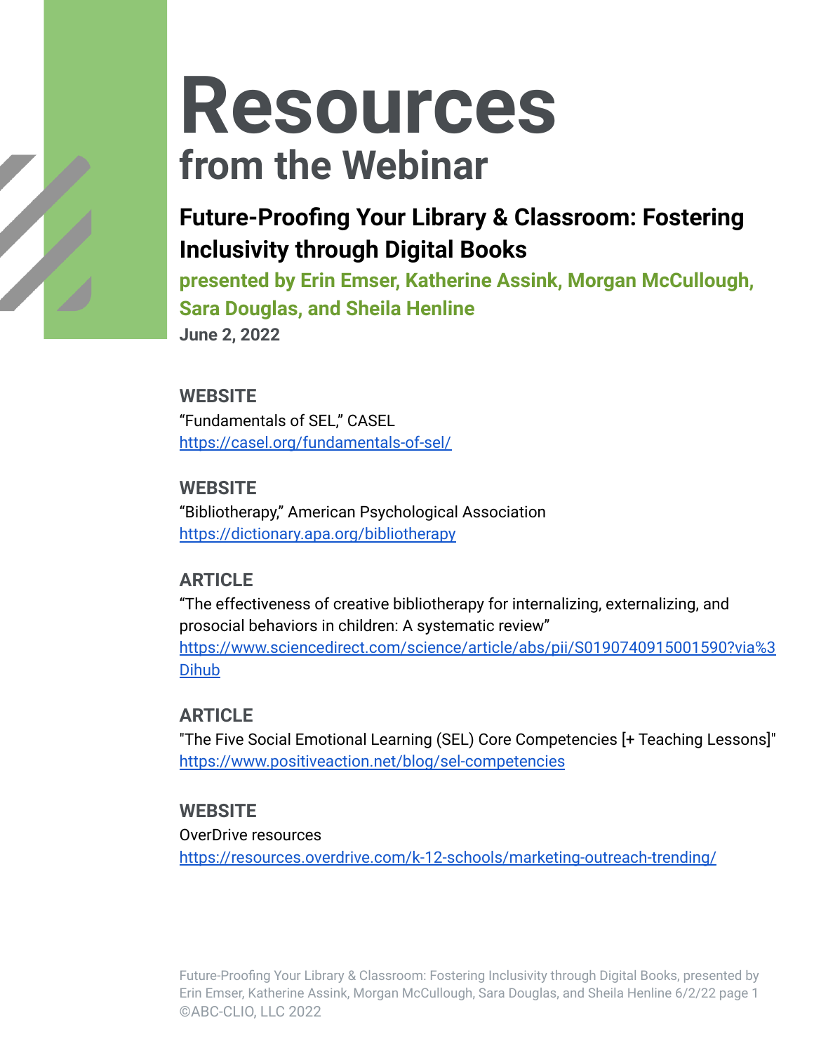# Resources
## from the Webinar

### Future-Proofing Your Library & Classroom: Fostering Inclusivity through Digital Books

**presented by Erin Emser, Katherine Assink, Morgan McCullough, Sara Douglas, and Sheila Henline**

**June 2, 2022**

**WEBSITE**
"Fundamentals of SEL," CASEL
https://casel.org/fundamentals-of-sel/

**WEBSITE**
"Bibliotherapy," American Psychological Association
https://dictionary.apa.org/bibliotherapy

**ARTICLE**
"The effectiveness of creative bibliotherapy for internalizing, externalizing, and prosocial behaviors in children: A systematic review"
https://www.sciencedirect.com/science/article/abs/pii/S0190740915001590?via%3Dihub

**ARTICLE**
"The Five Social Emotional Learning (SEL) Core Competencies [+ Teaching Lessons]"
https://www.positiveaction.net/blog/sel-competencies

**WEBSITE**
OverDrive resources
https://resources.overdrive.com/k-12-schools/marketing-outreach-trending/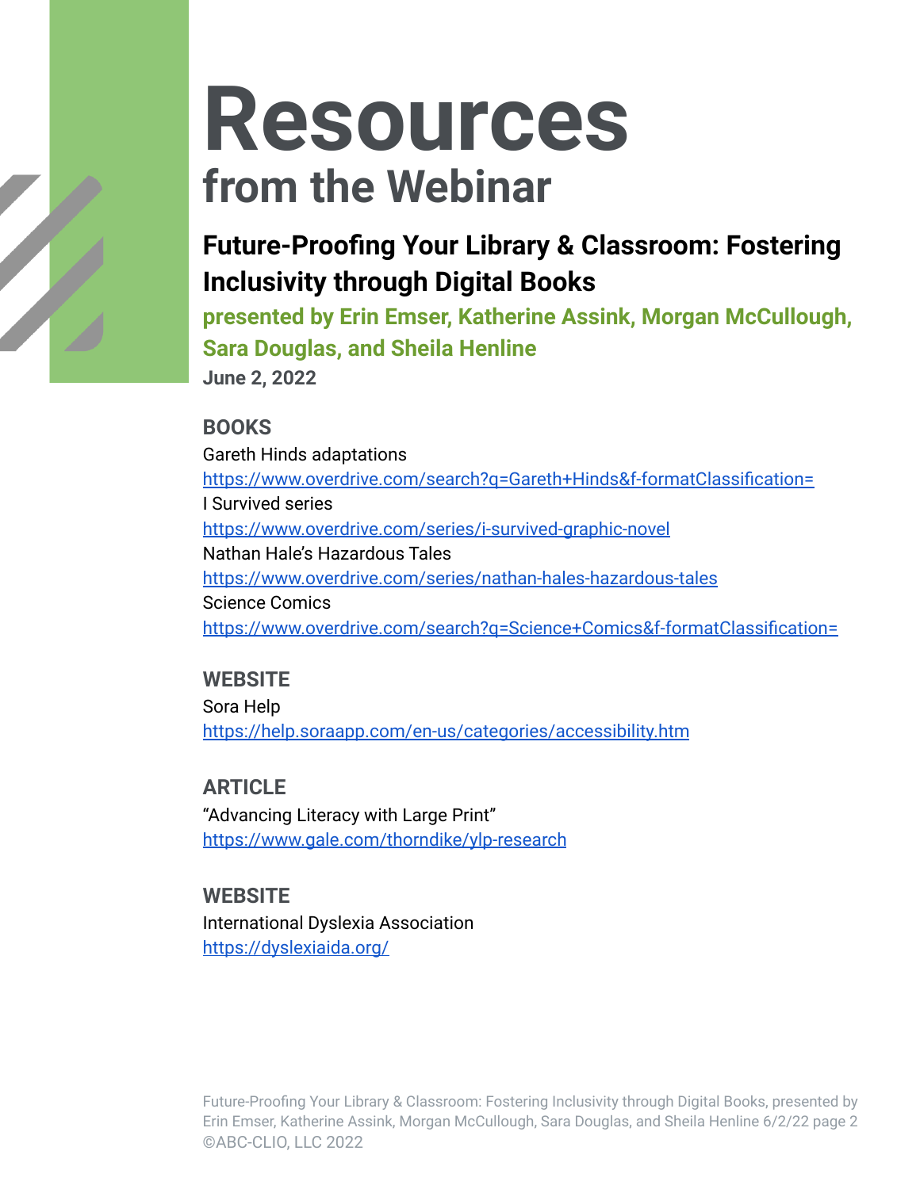# Resources

## from the Webinar

### Future-Proofing Your Library & Classroom: Fostering Inclusivity through Digital Books

**presented by Erin Emser, Katherine Assink, Morgan McCullough, Sara Douglas, and Sheila Henline**

**June 2, 2022**

#### BOOKS

Gareth Hinds adaptations
https://www.overdrive.com/search?q=Gareth+Hinds&f-formatClassification=

I Survived series
https://www.overdrive.com/series/i-survived-graphic-novel

Nathan Hale's Hazardous Tales
https://www.overdrive.com/series/nathan-hales-hazardous-tales

Science Comics
https://www.overdrive.com/search?q=Science+Comics&f-formatClassification=

#### WEBSITE

Sora Help
https://help.soraapp.com/en-us/categories/accessibility.htm

#### ARTICLE

"Advancing Literacy with Large Print"
https://www.gale.com/thorndike/ylp-research

#### WEBSITE

International Dyslexia Association
https://dyslexiaida.org/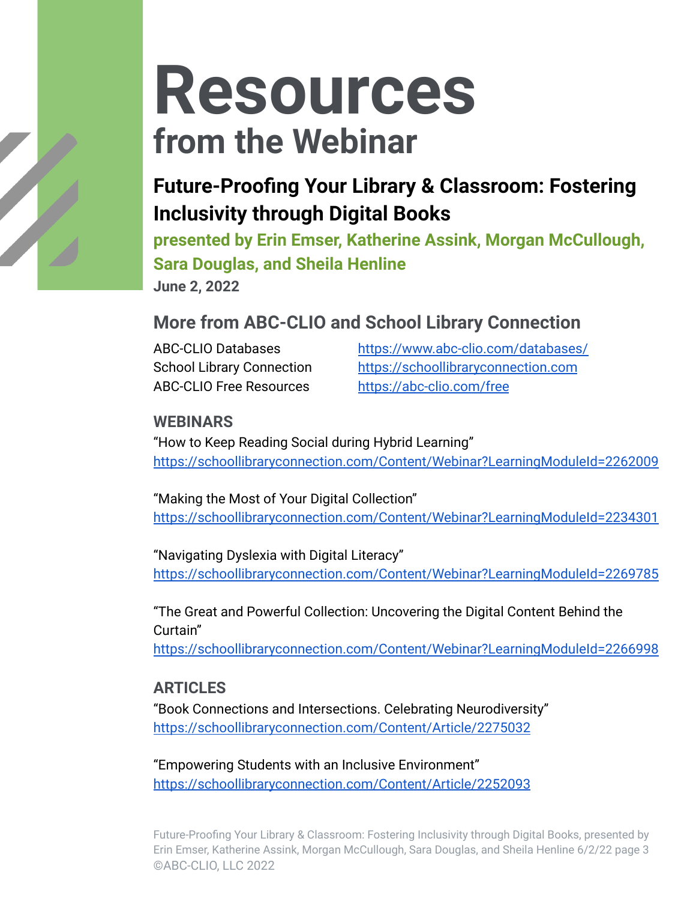# Resources

## from the Webinar

### Future-Proofing Your Library & Classroom: Fostering Inclusivity through Digital Books

**presented by Erin Emser, Katherine Assink, Morgan McCullough, Sara Douglas, and Sheila Henline**

**June 2, 2022**

## More from ABC-CLIO and School Library Connection

| | |
|---|---|
| ABC-CLIO Databases | https://www.abc-clio.com/databases/ |
| School Library Connection | https://schoollibraryconnection.com |
| ABC-CLIO Free Resources | https://abc-clio.com/free |

### WEBINARS

"How to Keep Reading Social during Hybrid Learning"
https://schoollibraryconnection.com/Content/Webinar?LearningModuleId=2262009

"Making the Most of Your Digital Collection"
https://schoollibraryconnection.com/Content/Webinar?LearningModuleId=2234301

"Navigating Dyslexia with Digital Literacy"
https://schoollibraryconnection.com/Content/Webinar?LearningModuleId=2269785

"The Great and Powerful Collection: Uncovering the Digital Content Behind the Curtain"
https://schoollibraryconnection.com/Content/Webinar?LearningModuleId=2266998

### ARTICLES

"Book Connections and Intersections. Celebrating Neurodiversity"
https://schoollibraryconnection.com/Content/Article/2275032

"Empowering Students with an Inclusive Environment"
https://schoollibraryconnection.com/Content/Article/2252093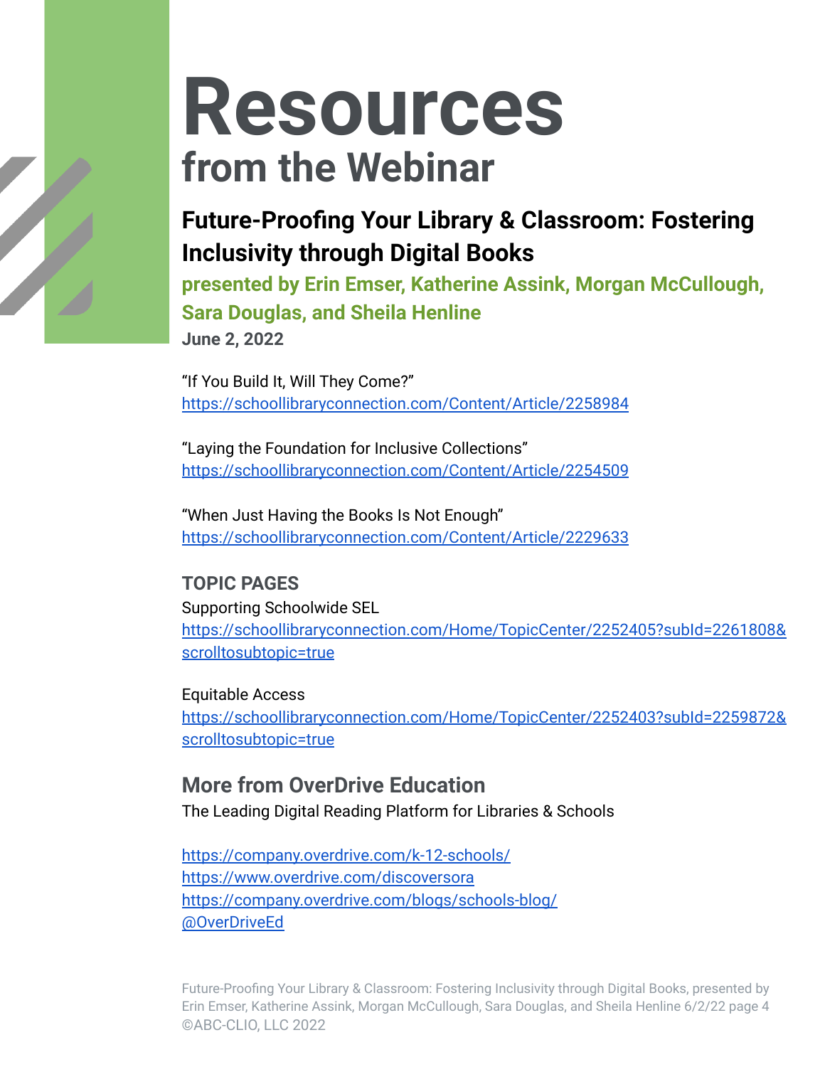# Resources

## from the Webinar

### Future-Proofing Your Library & Classroom: Fostering Inclusivity through Digital Books

**presented by Erin Emser, Katherine Assink, Morgan McCullough, Sara Douglas, and Sheila Henline**

**June 2, 2022**

"If You Build It, Will They Come?"
https://schoollibraryconnection.com/Content/Article/2258984

"Laying the Foundation for Inclusive Collections"
https://schoollibraryconnection.com/Content/Article/2254509

"When Just Having the Books Is Not Enough"
https://schoollibraryconnection.com/Content/Article/2229633

**TOPIC PAGES**

Supporting Schoolwide SEL
https://schoollibraryconnection.com/Home/TopicCenter/2252405?subId=2261808&scrolltosubtopic=true

Equitable Access
https://schoollibraryconnection.com/Home/TopicCenter/2252403?subId=2259872&scrolltosubtopic=true

## More from OverDrive Education

The Leading Digital Reading Platform for Libraries & Schools

https://company.overdrive.com/k-12-schools/
https://www.overdrive.com/discoversora
https://company.overdrive.com/blogs/schools-blog/
@OverDriveEd